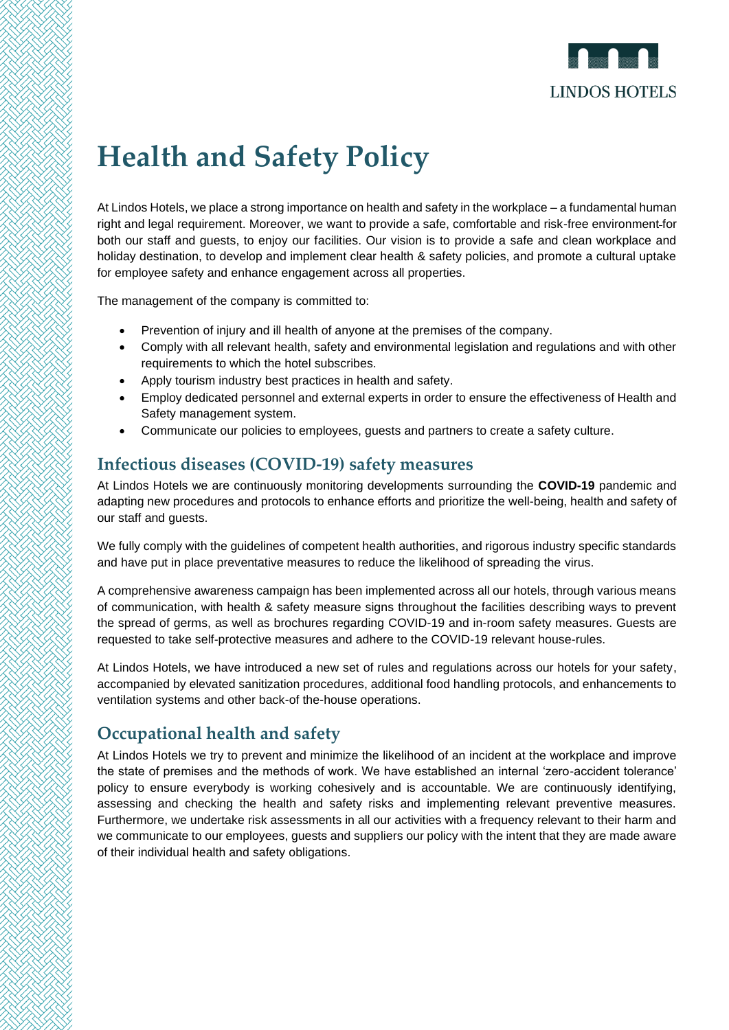LINDOS HOTELS

# Health and Safety Policy

At Lindos Hotels, we place a strong importance on health and safety in the workplace – a fundamental human right and legal requirement. Moreover, we want to provide a safe, comfortable and risk-free environment for both our staff and guests, to enjoy our facilities. Our vision is to provide a safe and clean workplace and holiday destination, to develop and implement clear health & safety policies, and promote a cultural uptake for employee safety and enhance engagement across all properties.

The management of the company is committed to:

- Prevention of injury and ill health of anyone at the premises of the company.
- Comply with all relevant health, safety and environmental legislation and regulations and with other requirements to which the hotel subscribes.
- Apply tourism industry best practices in health and safety.
- Employ dedicated personnel and external experts in order to ensure the effectiveness of Health and Safety management system.
- Communicate our policies to employees, guests and partners to create a safety culture.

## Infectious diseases (COVID-19) safety measures

At Lindos Hotels we are continuously monitoring developments surrounding the **COVID-19** pandemic and adapting new procedures and protocols to enhance efforts and prioritize the well-being, health and safety of our staff and guests.

We fully comply with the guidelines of competent health authorities, and rigorous industry specific standards and have put in place preventative measures to reduce the likelihood of spreading the virus.

A comprehensive awareness campaign has been implemented across all our hotels, through various means of communication, with health & safety measure signs throughout the facilities describing ways to prevent the spread of germs, as well as brochures regarding COVID-19 and in-room safety measures. Guests are requested to take self-protective measures and adhere to the COVID-19 relevant house-rules.

At Lindos Hotels, we have introduced a new set of rules and regulations across our hotels for your safety, accompanied by elevated sanitization procedures, additional food handling protocols, and enhancements to ventilation systems and other back-of the-house operations.

## Occupational health and safety

At Lindos Hotels we try to prevent and minimize the likelihood of an incident at the workplace and improve the state of premises and the methods of work. We have established an internal 'zero-accident tolerance' policy to ensure everybody is working cohesively and is accountable. We are continuously identifying, assessing and checking the health and safety risks and implementing relevant preventive measures. Furthermore, we undertake risk assessments in all our activities with a frequency relevant to their harm and we communicate to our employees, guests and suppliers our policy with the intent that they are made aware of their individual health and safety obligations.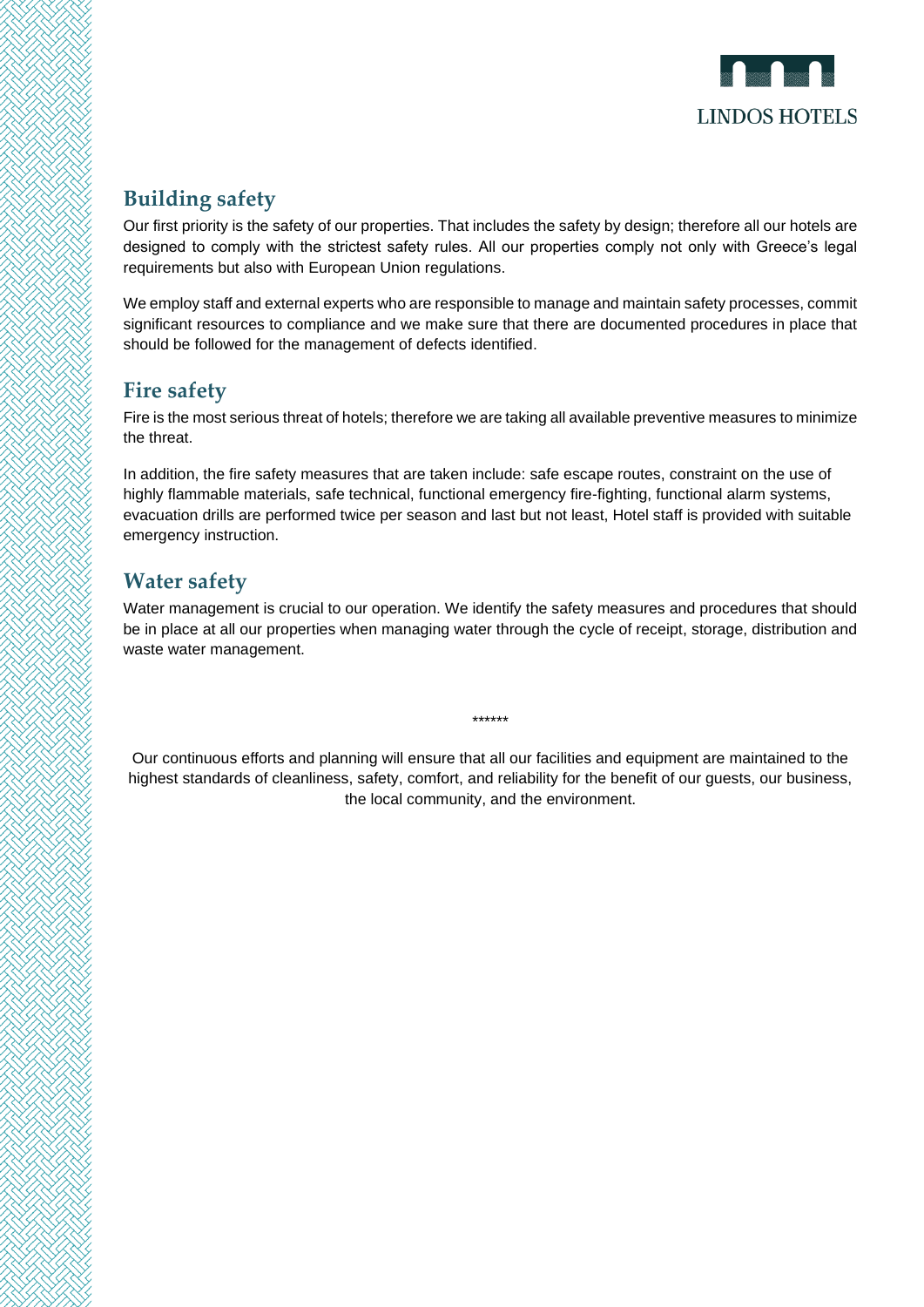## Building safety

Our first priority is the safety of our properties. That includes the safety by design; therefore all our hotels are designed to comply with the strictest safety rules. All our properties comply not only with Greece's legal requirements but also with European Union regulations.

We employ staff and external experts who are responsible to manage and maintain safety processes, commit significant resources to compliance and we make sure that there are documented procedures in place that should be followed for the management of defects identified.

## Fire safety

Fire is the most serious threat of hotels; therefore we are taking all available preventive measures to minimize the threat.

In addition, the fire safety measures that are taken include: safe escape routes, constraint on the use of highly flammable materials, safe technical, functional emergency fire-fighting, functional alarm systems, evacuation drills are performed twice per season and last but not least, Hotel staff is provided with suitable emergency instruction.

## Water safety

Water management is crucial to our operation. We identify the safety measures and procedures that should be in place at all our properties when managing water through the cycle of receipt, storage, distribution and waste water management.

******

Our continuous efforts and planning will ensure that all our facilities and equipment are maintained to the highest standards of cleanliness, safety, comfort, and reliability for the benefit of our guests, our business, the local community, and the environment.